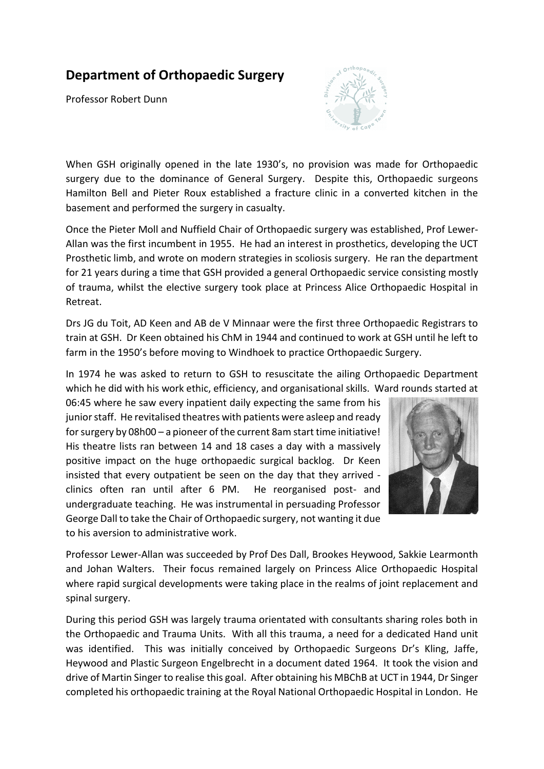## Department of Orthopaedic Surgery

Professor Robert Dunn

When GSH originally opened in the late 1930's, no provision was made for Orthopaedic surgery due to the dominance of General Surgery. Despite this, Orthopaedic surgeons Hamilton Bell and Pieter Roux established a fracture clinic in a converted kitchen in the basement and performed the surgery in casualty.

Once the Pieter Moll and Nuffield Chair of Orthopaedic surgery was established, Prof Lewer-Allan was the first incumbent in 1955. He had an interest in prosthetics, developing the UCT Prosthetic limb, and wrote on modern strategies in scoliosis surgery. He ran the department for 21 years during a time that GSH provided a general Orthopaedic service consisting mostly of trauma, whilst the elective surgery took place at Princess Alice Orthopaedic Hospital in Retreat.

Drs JG du Toit, AD Keen and AB de V Minnaar were the first three Orthopaedic Registrars to train at GSH. Dr Keen obtained his ChM in 1944 and continued to work at GSH until he left to farm in the 1950's before moving to Windhoek to practice Orthopaedic Surgery.

In 1974 he was asked to return to GSH to resuscitate the ailing Orthopaedic Department which he did with his work ethic, efficiency, and organisational skills. Ward rounds started at 06:45 where he saw every inpatient daily expecting the same from his junior staff. He revitalised theatres with patients were asleep and ready for surgery by 08h00 – a pioneer of the current 8am start time initiative! His theatre lists ran between 14 and 18 cases a day with a massively positive impact on the huge orthopaedic surgical backlog. Dr Keen insisted that every outpatient be seen on the day that they arrived - clinics often ran until after 6 PM. He reorganised post- and undergraduate teaching. He was instrumental in persuading Professor George Dall to take the Chair of Orthopaedic surgery, not wanting it due to his aversion to administrative work.

Professor Lewer-Allan was succeeded by Prof Des Dall, Brookes Heywood, Sakkie Learmonth and Johan Walters. Their focus remained largely on Princess Alice Orthopaedic Hospital where rapid surgical developments were taking place in the realms of joint replacement and spinal surgery.

During this period GSH was largely trauma orientated with consultants sharing roles both in the Orthopaedic and Trauma Units. With all this trauma, a need for a dedicated Hand unit was identified. This was initially conceived by Orthopaedic Surgeons Dr's Kling, Jaffe, Heywood and Plastic Surgeon Engelbrecht in a document dated 1964. It took the vision and drive of Martin Singer to realise this goal. After obtaining his MBChB at UCT in 1944, Dr Singer completed his orthopaedic training at the Royal National Orthopaedic Hospital in London. He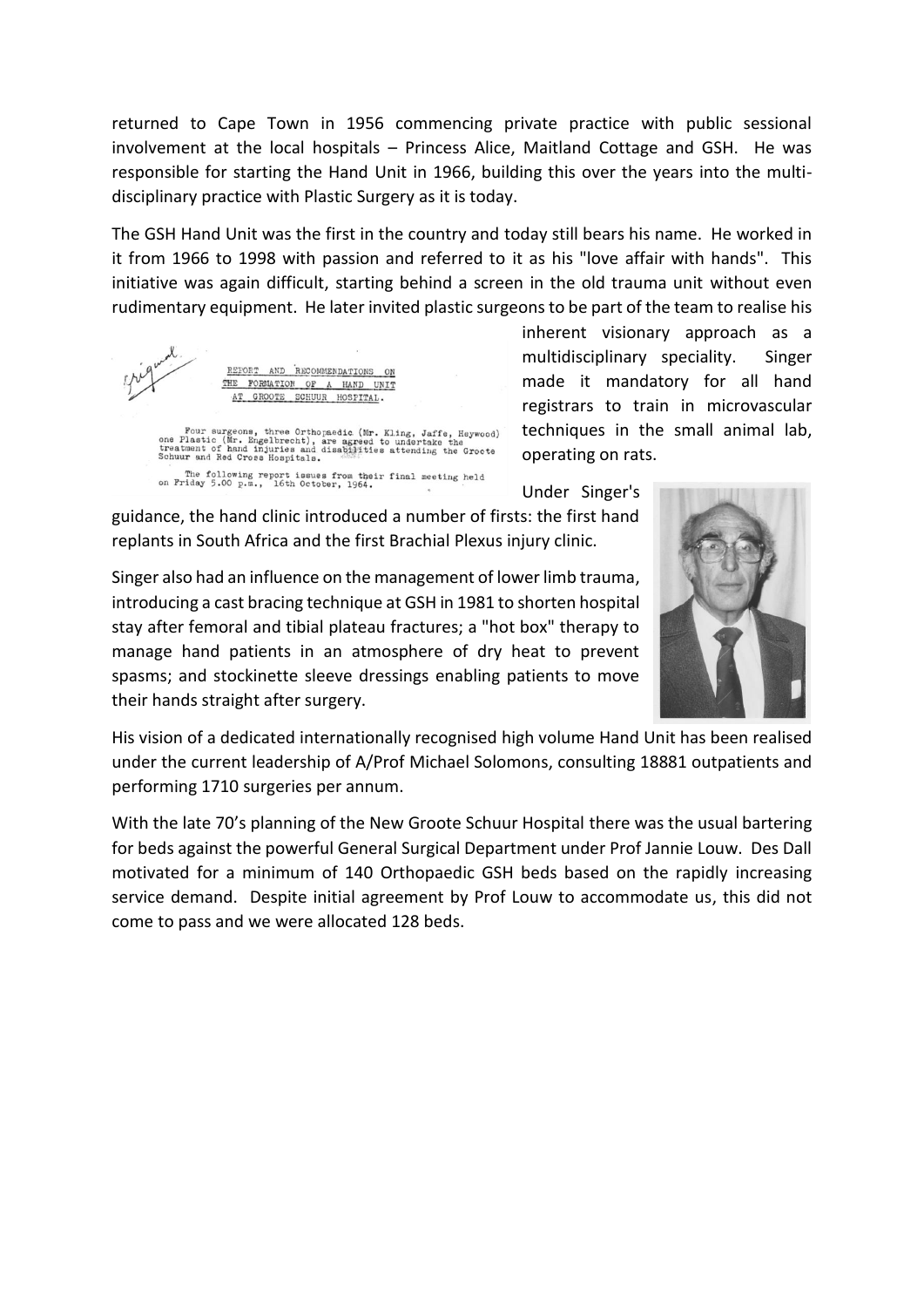returned to Cape Town in 1956 commencing private practice with public sessional involvement at the local hospitals – Princess Alice, Maitland Cottage and GSH. He was responsible for starting the Hand Unit in 1966, building this over the years into the multi-disciplinary practice with Plastic Surgery as it is today.

The GSH Hand Unit was the first in the country and today still bears his name. He worked in it from 1966 to 1998 with passion and referred to it as his "love affair with hands". This initiative was again difficult, starting behind a screen in the old trauma unit without even rudimentary equipment. He later invited plastic surgeons to be part of the team to realise his inherent visionary approach as a multidisciplinary speciality. Singer made it mandatory for all hand registrars to train in microvascular techniques in the small animal lab, operating on rats.

Original

REPORT AND RECOMMENDATIONS ON THE FORMATION OF A HAND UNIT AT GROOTE SCHUUR HOSPITAL.

Four surgeons, three Orthopaedic (Mr. Kling, Jaffe, Heywood) one Plastic (Mr. Engelbrecht), are agreed to undertake the treatment of hand injuries and disabilities attending the Groote Schuur and Red Cross Hospitals.

The following report issues from their final meeting held on Friday 5.00 p.m., 16th October, 1964.

Under Singer's guidance, the hand clinic introduced a number of firsts: the first hand replants in South Africa and the first Brachial Plexus injury clinic.

Singer also had an influence on the management of lower limb trauma, introducing a cast bracing technique at GSH in 1981 to shorten hospital stay after femoral and tibial plateau fractures; a "hot box" therapy to manage hand patients in an atmosphere of dry heat to prevent spasms; and stockinette sleeve dressings enabling patients to move their hands straight after surgery.

His vision of a dedicated internationally recognised high volume Hand Unit has been realised under the current leadership of A/Prof Michael Solomons, consulting 18881 outpatients and performing 1710 surgeries per annum.

With the late 70's planning of the New Groote Schuur Hospital there was the usual bartering for beds against the powerful General Surgical Department under Prof Jannie Louw. Des Dall motivated for a minimum of 140 Orthopaedic GSH beds based on the rapidly increasing service demand. Despite initial agreement by Prof Louw to accommodate us, this did not come to pass and we were allocated 128 beds.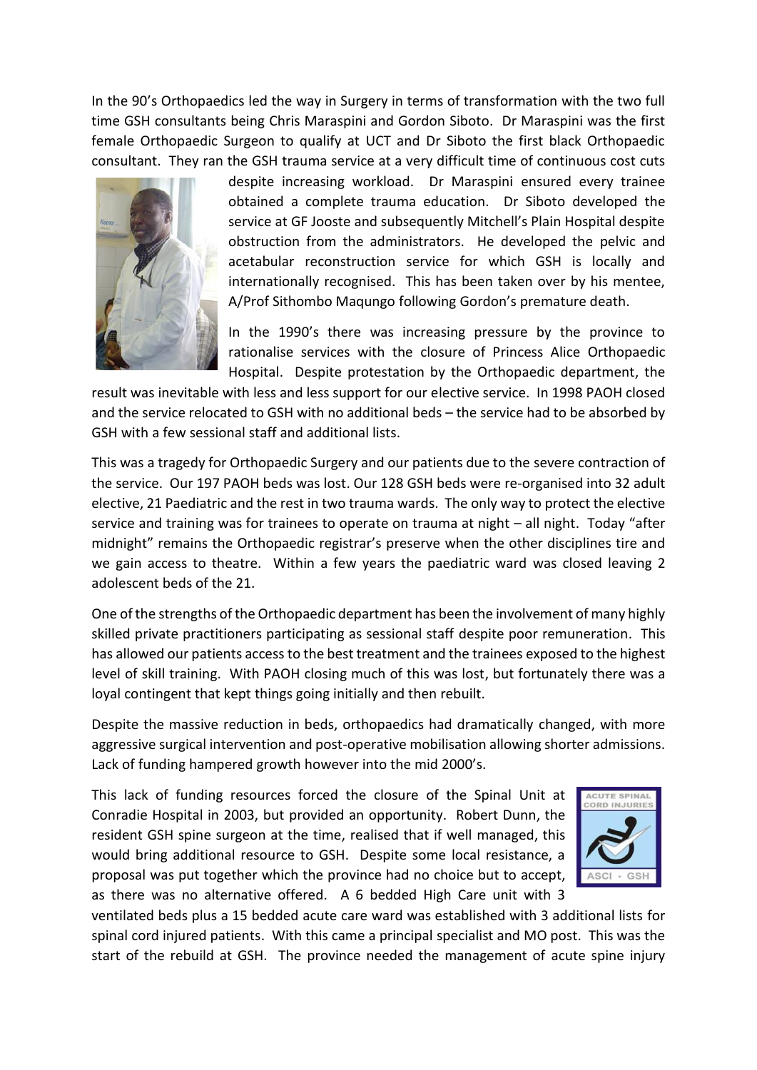In the 90's Orthopaedics led the way in Surgery in terms of transformation with the two full time GSH consultants being Chris Maraspini and Gordon Siboto. Dr Maraspini was the first female Orthopaedic Surgeon to qualify at UCT and Dr Siboto the first black Orthopaedic consultant. They ran the GSH trauma service at a very difficult time of continuous cost cuts despite increasing workload. Dr Maraspini ensured every trainee obtained a complete trauma education. Dr Siboto developed the service at GF Jooste and subsequently Mitchell's Plain Hospital despite obstruction from the administrators. He developed the pelvic and acetabular reconstruction service for which GSH is locally and internationally recognised. This has been taken over by his mentee, A/Prof Sithombo Maqungo following Gordon's premature death.

In the 1990's there was increasing pressure by the province to rationalise services with the closure of Princess Alice Orthopaedic Hospital. Despite protestation by the Orthopaedic department, the result was inevitable with less and less support for our elective service. In 1998 PAOH closed and the service relocated to GSH with no additional beds – the service had to be absorbed by GSH with a few sessional staff and additional lists.

This was a tragedy for Orthopaedic Surgery and our patients due to the severe contraction of the service. Our 197 PAOH beds was lost. Our 128 GSH beds were re-organised into 32 adult elective, 21 Paediatric and the rest in two trauma wards. The only way to protect the elective service and training was for trainees to operate on trauma at night – all night. Today "after midnight" remains the Orthopaedic registrar's preserve when the other disciplines tire and we gain access to theatre. Within a few years the paediatric ward was closed leaving 2 adolescent beds of the 21.

One of the strengths of the Orthopaedic department has been the involvement of many highly skilled private practitioners participating as sessional staff despite poor remuneration. This has allowed our patients access to the best treatment and the trainees exposed to the highest level of skill training. With PAOH closing much of this was lost, but fortunately there was a loyal contingent that kept things going initially and then rebuilt.

Despite the massive reduction in beds, orthopaedics had dramatically changed, with more aggressive surgical intervention and post-operative mobilisation allowing shorter admissions. Lack of funding hampered growth however into the mid 2000's.

This lack of funding resources forced the closure of the Spinal Unit at Conradie Hospital in 2003, but provided an opportunity. Robert Dunn, the resident GSH spine surgeon at the time, realised that if well managed, this would bring additional resource to GSH. Despite some local resistance, a proposal was put together which the province had no choice but to accept, as there was no alternative offered. A 6 bedded High Care unit with 3 ventilated beds plus a 15 bedded acute care ward was established with 3 additional lists for spinal cord injured patients. With this came a principal specialist and MO post. This was the start of the rebuild at GSH. The province needed the management of acute spine injury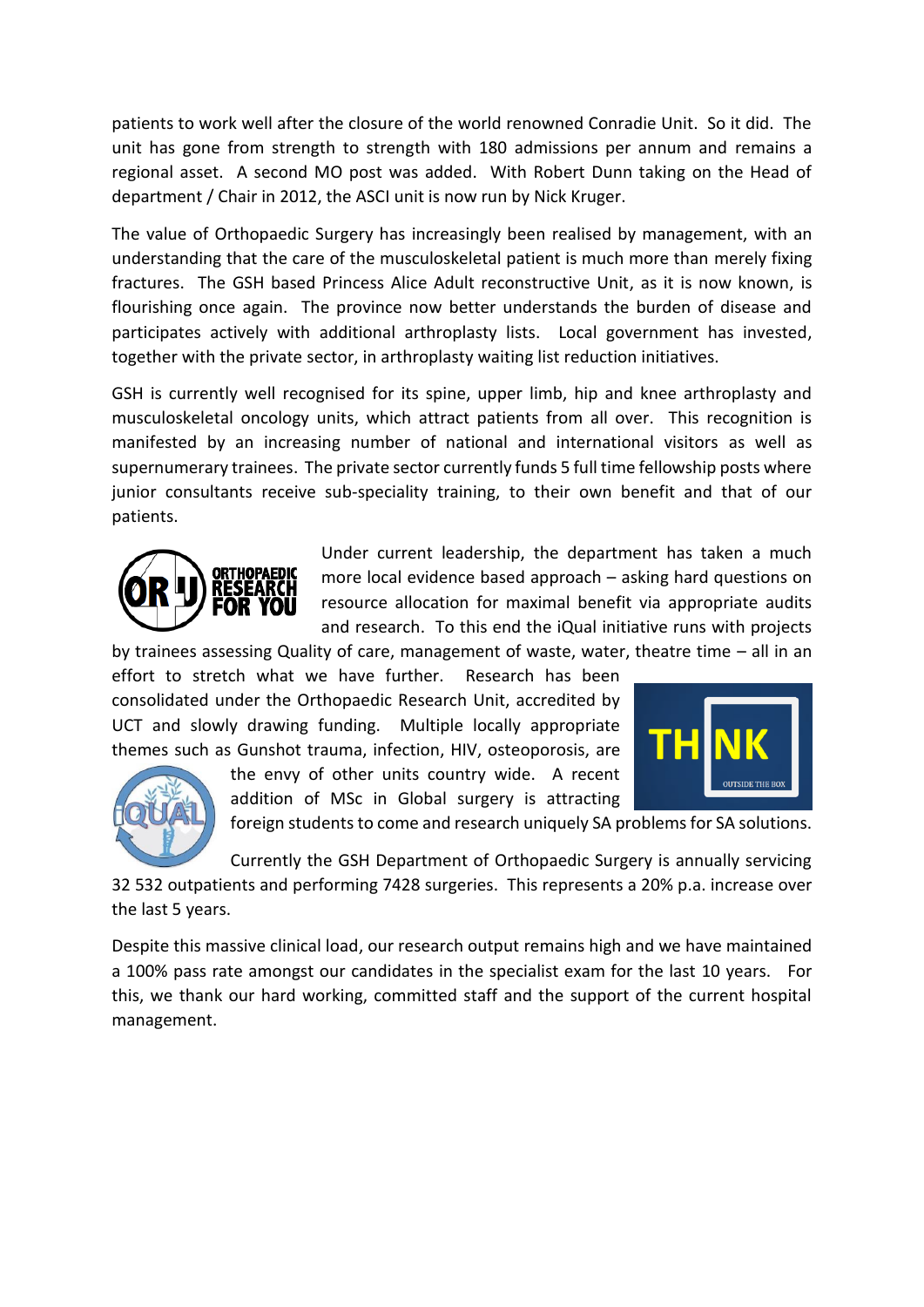patients to work well after the closure of the world renowned Conradie Unit. So it did. The unit has gone from strength to strength with 180 admissions per annum and remains a regional asset. A second MO post was added. With Robert Dunn taking on the Head of department / Chair in 2012, the ASCI unit is now run by Nick Kruger.

The value of Orthopaedic Surgery has increasingly been realised by management, with an understanding that the care of the musculoskeletal patient is much more than merely fixing fractures. The GSH based Princess Alice Adult reconstructive Unit, as it is now known, is flourishing once again. The province now better understands the burden of disease and participates actively with additional arthroplasty lists. Local government has invested, together with the private sector, in arthroplasty waiting list reduction initiatives.

GSH is currently well recognised for its spine, upper limb, hip and knee arthroplasty and musculoskeletal oncology units, which attract patients from all over. This recognition is manifested by an increasing number of national and international visitors as well as supernumerary trainees. The private sector currently funds 5 full time fellowship posts where junior consultants receive sub-speciality training, to their own benefit and that of our patients.

Under current leadership, the department has taken a much more local evidence based approach – asking hard questions on resource allocation for maximal benefit via appropriate audits and research. To this end the iQual initiative runs with projects by trainees assessing Quality of care, management of waste, water, theatre time – all in an effort to stretch what we have further. Research has been consolidated under the Orthopaedic Research Unit, accredited by UCT and slowly drawing funding. Multiple locally appropriate themes such as Gunshot trauma, infection, HIV, osteoporosis, are the envy of other units country wide. A recent addition of MSc in Global surgery is attracting foreign students to come and research uniquely SA problems for SA solutions.

Currently the GSH Department of Orthopaedic Surgery is annually servicing 32 532 outpatients and performing 7428 surgeries. This represents a 20% p.a. increase over the last 5 years.

Despite this massive clinical load, our research output remains high and we have maintained a 100% pass rate amongst our candidates in the specialist exam for the last 10 years. For this, we thank our hard working, committed staff and the support of the current hospital management.